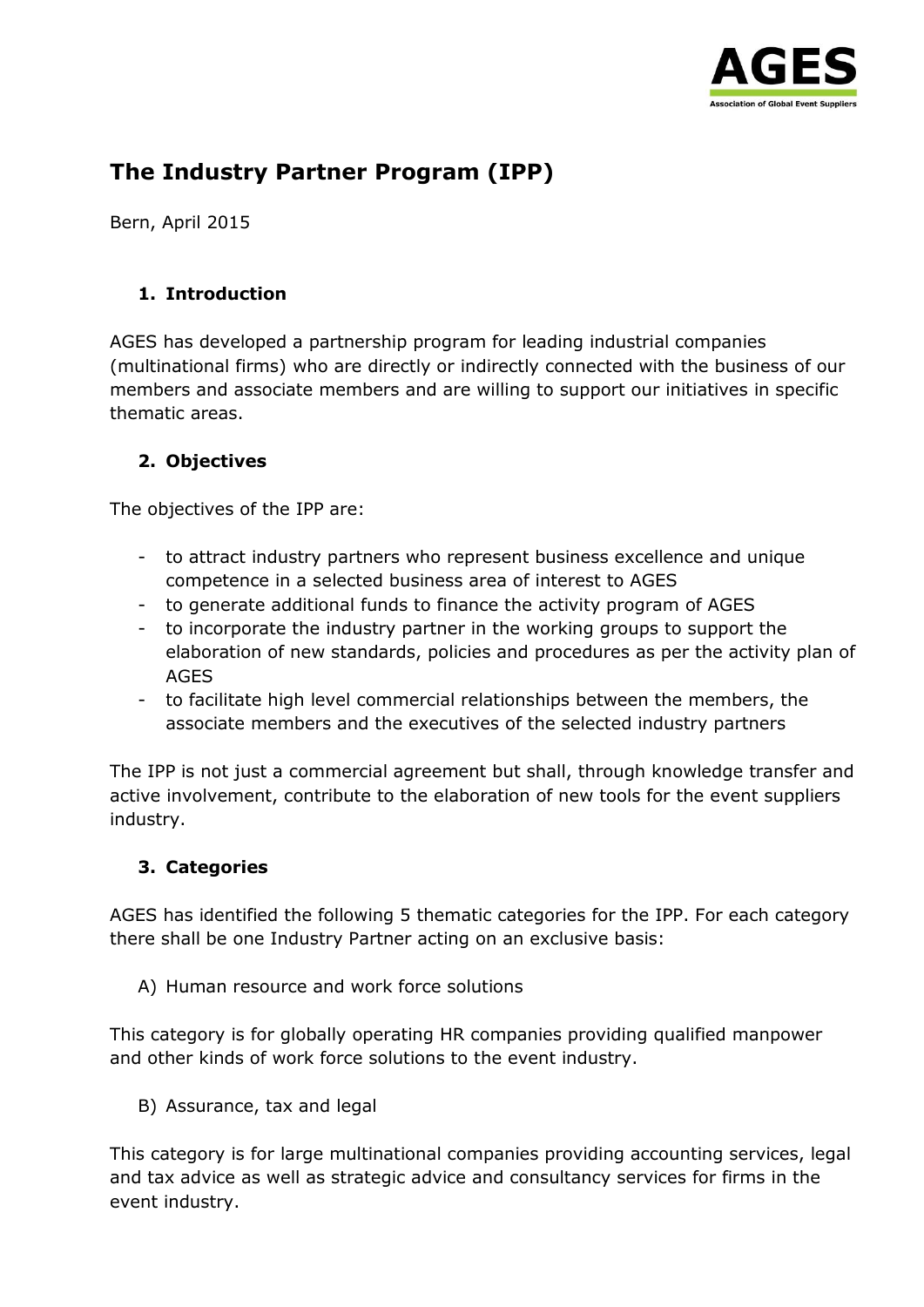# The Industry Partner Program (IPP)

Bern, April 2015

## 1. Introduction

AGES has developed a partnership program for leading industrial companies (multinational firms) who are directly or indirectly connected with the business of our members and associate members and are willing to support our initiatives in specific thematic areas.

## 2. Objectives

The objectives of the IPP are:

- to attract industry partners who represent business excellence and unique competence in a selected business area of interest to AGES
- to generate additional funds to finance the activity program of AGES
- to incorporate the industry partner in the working groups to support the elaboration of new standards, policies and procedures as per the activity plan of AGES
- to facilitate high level commercial relationships between the members, the associate members and the executives of the selected industry partners

The IPP is not just a commercial agreement but shall, through knowledge transfer and active involvement, contribute to the elaboration of new tools for the event suppliers industry.

## 3. Categories

AGES has identified the following 5 thematic categories for the IPP. For each category there shall be one Industry Partner acting on an exclusive basis:

A) Human resource and work force solutions

This category is for globally operating HR companies providing qualified manpower and other kinds of work force solutions to the event industry.

B) Assurance, tax and legal

This category is for large multinational companies providing accounting services, legal and tax advice as well as strategic advice and consultancy services for firms in the event industry.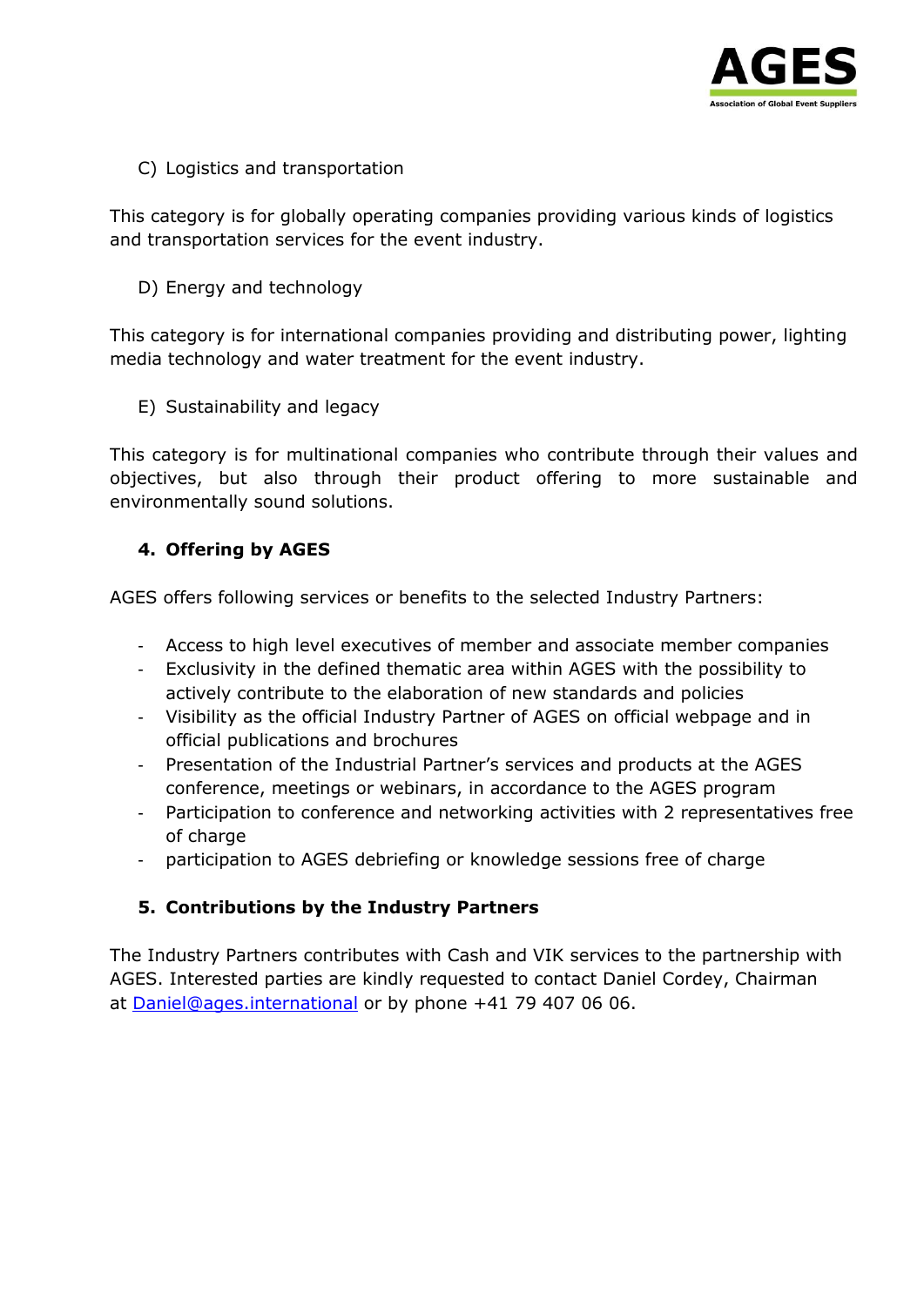C) Logistics and transportation

This category is for globally operating companies providing various kinds of logistics and transportation services for the event industry.

D) Energy and technology

This category is for international companies providing and distributing power, lighting media technology and water treatment for the event industry.

E) Sustainability and legacy

This category is for multinational companies who contribute through their values and objectives, but also through their product offering to more sustainable and environmentally sound solutions.

## 4. Offering by AGES

AGES offers following services or benefits to the selected Industry Partners:

- Access to high level executives of member and associate member companies
- Exclusivity in the defined thematic area within AGES with the possibility to actively contribute to the elaboration of new standards and policies
- Visibility as the official Industry Partner of AGES on official webpage and in official publications and brochures
- Presentation of the Industrial Partner's services and products at the AGES conference, meetings or webinars, in accordance to the AGES program
- Participation to conference and networking activities with 2 representatives free of charge
- participation to AGES debriefing or knowledge sessions free of charge

## 5. Contributions by the Industry Partners

The Industry Partners contributes with Cash and VIK services to the partnership with AGES. Interested parties are kindly requested to contact Daniel Cordey, Chairman at Daniel@ages.international or by phone +41 79 407 06 06.